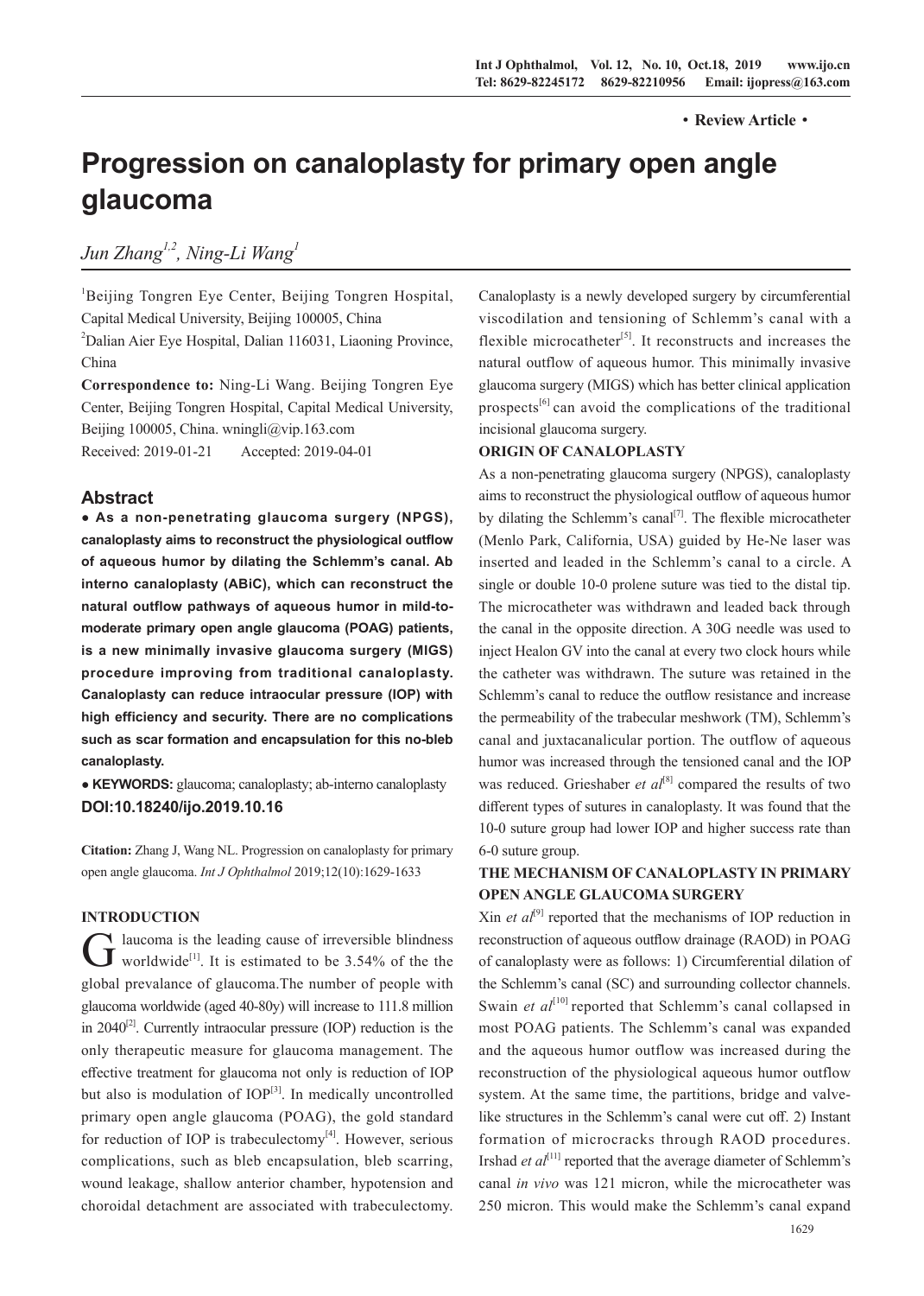· Review Article ·

# Progression on canaloplasty for primary open angle glaucoma

*Jun Zhang[1,2], Ning-Li Wang[1]*

[1]Beijing Tongren Eye Center, Beijing Tongren Hospital, Capital Medical University, Beijing 100005, China

[2]Dalian Aier Eye Hospital, Dalian 116031, Liaoning Province, China

**Correspondence to:** Ning-Li Wang. Beijing Tongren Eye Center, Beijing Tongren Hospital, Capital Medical University, Beijing 100005, China. wningli@vip.163.com

Received: 2019-01-21 Accepted: 2019-04-01

## Abstract

**● As a non-penetrating glaucoma surgery (NPGS), canaloplasty aims to reconstruct the physiological outflow of aqueous humor by dilating the Schlemm's canal. Ab interno canaloplasty (ABiC), which can reconstruct the natural outflow pathways of aqueous humor in mild-to-moderate primary open angle glaucoma (POAG) patients, is a new minimally invasive glaucoma surgery (MIGS) procedure improving from traditional canaloplasty. Canaloplasty can reduce intraocular pressure (IOP) with high efficiency and security. There are no complications such as scar formation and encapsulation for this no-bleb canaloplasty.**

**● KEYWORDS:** glaucoma; canaloplasty; ab-interno canaloplasty

**DOI:10.18240/ijo.2019.10.16**

**Citation:** Zhang J, Wang NL. Progression on canaloplasty for primary open angle glaucoma. *Int J Ophthalmol* 2019;12(10):1629-1633

## INTRODUCTION

Glaucoma is the leading cause of irreversible blindness worldwide[1]. It is estimated to be 3.54% of the the global prevalance of glaucoma.The number of people with glaucoma worldwide (aged 40-80y) will increase to 111.8 million in 2040[2]. Currently intraocular pressure (IOP) reduction is the only therapeutic measure for glaucoma management. The effective treatment for glaucoma not only is reduction of IOP but also is modulation of IOP[3]. In medically uncontrolled primary open angle glaucoma (POAG), the gold standard for reduction of IOP is trabeculectomy[4]. However, serious complications, such as bleb encapsulation, bleb scarring, wound leakage, shallow anterior chamber, hypotension and choroidal detachment are associated with trabeculectomy. Canaloplasty is a newly developed surgery by circumferential viscodilation and tensioning of Schlemm's canal with a flexible microcatheter[5]. It reconstructs and increases the natural outflow of aqueous humor. This minimally invasive glaucoma surgery (MIGS) which has better clinical application prospects[6] can avoid the complications of the traditional incisional glaucoma surgery.

## ORIGIN OF CANALOPLASTY

As a non-penetrating glaucoma surgery (NPGS), canaloplasty aims to reconstruct the physiological outflow of aqueous humor by dilating the Schlemm's canal[7]. The flexible microcatheter (Menlo Park, California, USA) guided by He-Ne laser was inserted and leaded in the Schlemm's canal to a circle. A single or double 10-0 prolene suture was tied to the distal tip. The microcatheter was withdrawn and leaded back through the canal in the opposite direction. A 30G needle was used to inject Healon GV into the canal at every two clock hours while the catheter was withdrawn. The suture was retained in the Schlemm's canal to reduce the outflow resistance and increase the permeability of the trabecular meshwork (TM), Schlemm's canal and juxtacanalicular portion. The outflow of aqueous humor was increased through the tensioned canal and the IOP was reduced. Grieshaber *et al*[8] compared the results of two different types of sutures in canaloplasty. It was found that the 10-0 suture group had lower IOP and higher success rate than 6-0 suture group.

## THE MECHANISM OF CANALOPLASTY IN PRIMARY OPEN ANGLE GLAUCOMA SURGERY

Xin *et al*[9] reported that the mechanisms of IOP reduction in reconstruction of aqueous outflow drainage (RAOD) in POAG of canaloplasty were as follows: 1) Circumferential dilation of the Schlemm's canal (SC) and surrounding collector channels. Swain *et al*[10] reported that Schlemm's canal collapsed in most POAG patients. The Schlemm's canal was expanded and the aqueous humor outflow was increased during the reconstruction of the physiological aqueous humor outflow system. At the same time, the partitions, bridge and valve-like structures in the Schlemm's canal were cut off. 2) Instant formation of microcracks through RAOD procedures. Irshad *et al*[11] reported that the average diameter of Schlemm's canal *in vivo* was 121 micron, while the microcatheter was 250 micron. This would make the Schlemm's canal expand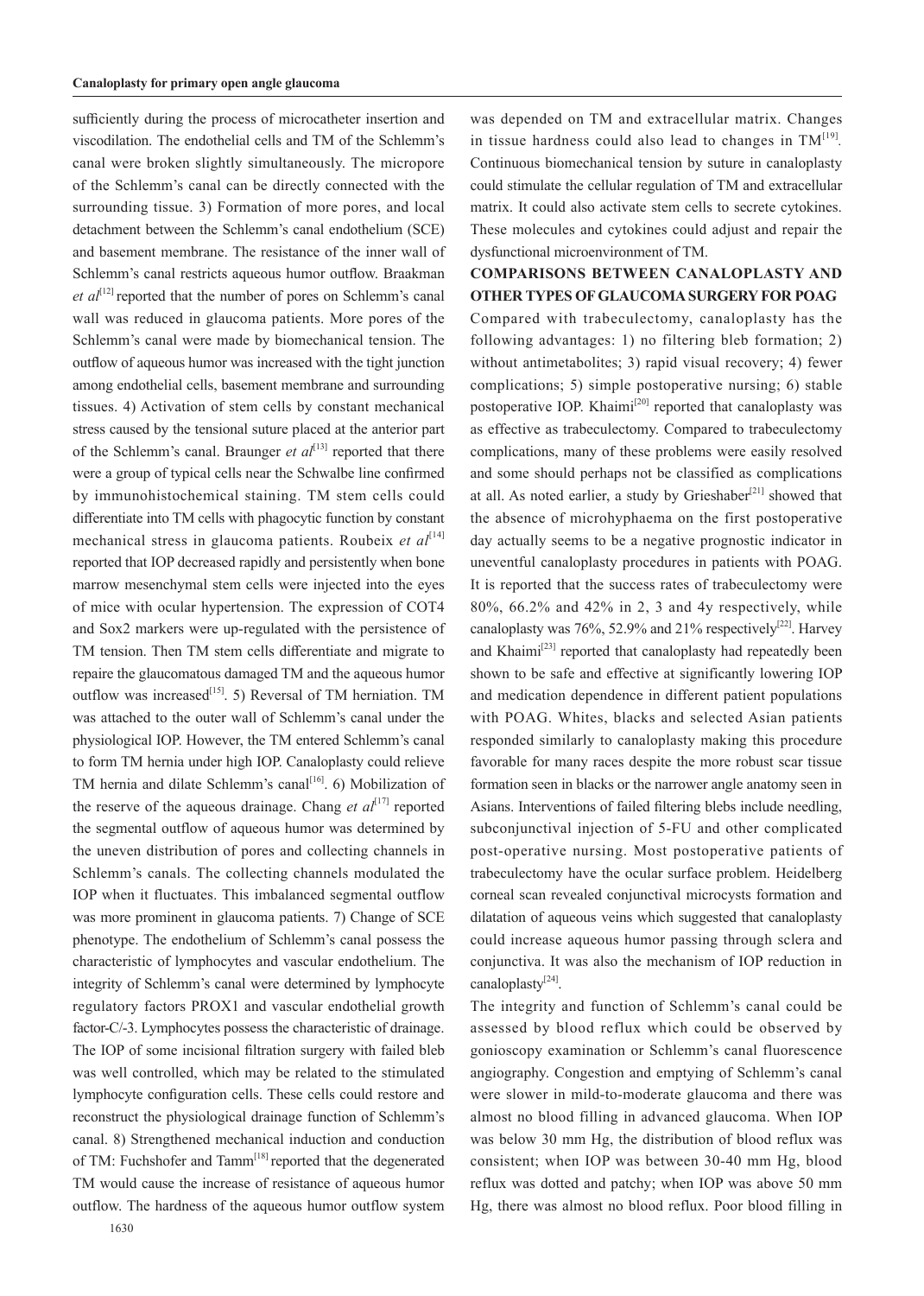sufficiently during the process of microcatheter insertion and viscodilation. The endothelial cells and TM of the Schlemm's canal were broken slightly simultaneously. The micropore of the Schlemm's canal can be directly connected with the surrounding tissue. 3) Formation of more pores, and local detachment between the Schlemm's canal endothelium (SCE) and basement membrane. The resistance of the inner wall of Schlemm's canal restricts aqueous humor outflow. Braakman *et al*[12] reported that the number of pores on Schlemm's canal wall was reduced in glaucoma patients. More pores of the Schlemm's canal were made by biomechanical tension. The outflow of aqueous humor was increased with the tight junction among endothelial cells, basement membrane and surrounding tissues. 4) Activation of stem cells by constant mechanical stress caused by the tensional suture placed at the anterior part of the Schlemm's canal. Braunger *et al*[13] reported that there were a group of typical cells near the Schwalbe line confirmed by immunohistochemical staining. TM stem cells could differentiate into TM cells with phagocytic function by constant mechanical stress in glaucoma patients. Roubeix *et al*[14] reported that IOP decreased rapidly and persistently when bone marrow mesenchymal stem cells were injected into the eyes of mice with ocular hypertension. The expression of COT4 and Sox2 markers were up-regulated with the persistence of TM tension. Then TM stem cells differentiate and migrate to repaire the glaucomatous damaged TM and the aqueous humor outflow was increased[15]. 5) Reversal of TM herniation. TM was attached to the outer wall of Schlemm's canal under the physiological IOP. However, the TM entered Schlemm's canal to form TM hernia under high IOP. Canaloplasty could relieve TM hernia and dilate Schlemm's canal[16]. 6) Mobilization of the reserve of the aqueous drainage. Chang *et al*[17] reported the segmental outflow of aqueous humor was determined by the uneven distribution of pores and collecting channels in Schlemm's canals. The collecting channels modulated the IOP when it fluctuates. This imbalanced segmental outflow was more prominent in glaucoma patients. 7) Change of SCE phenotype. The endothelium of Schlemm's canal possess the characteristic of lymphocytes and vascular endothelium. The integrity of Schlemm's canal were determined by lymphocyte regulatory factors PROX1 and vascular endothelial growth factor-C/-3. Lymphocytes possess the characteristic of drainage. The IOP of some incisional filtration surgery with failed bleb was well controlled, which may be related to the stimulated lymphocyte configuration cells. These cells could restore and reconstruct the physiological drainage function of Schlemm's canal. 8) Strengthened mechanical induction and conduction of TM: Fuchshofer and Tamm[18] reported that the degenerated TM would cause the increase of resistance of aqueous humor outflow. The hardness of the aqueous humor outflow system was depended on TM and extracellular matrix. Changes in tissue hardness could also lead to changes in TM[19]. Continuous biomechanical tension by suture in canaloplasty could stimulate the cellular regulation of TM and extracellular matrix. It could also activate stem cells to secrete cytokines. These molecules and cytokines could adjust and repair the dysfunctional microenvironment of TM.

## COMPARISONS BETWEEN CANALOPLASTY AND OTHER TYPES OF GLAUCOMA SURGERY FOR POAG

Compared with trabeculectomy, canaloplasty has the following advantages: 1) no filtering bleb formation; 2) without antimetabolites; 3) rapid visual recovery; 4) fewer complications; 5) simple postoperative nursing; 6) stable postoperative IOP. Khaimi[20] reported that canaloplasty was as effective as trabeculectomy. Compared to trabeculectomy complications, many of these problems were easily resolved and some should perhaps not be classified as complications at all. As noted earlier, a study by Grieshaber[21] showed that the absence of microhyphaema on the first postoperative day actually seems to be a negative prognostic indicator in uneventful canaloplasty procedures in patients with POAG. It is reported that the success rates of trabeculectomy were 80%, 66.2% and 42% in 2, 3 and 4y respectively, while canaloplasty was 76%, 52.9% and 21% respectively[22]. Harvey and Khaimi[23] reported that canaloplasty had repeatedly been shown to be safe and effective at significantly lowering IOP and medication dependence in different patient populations with POAG. Whites, blacks and selected Asian patients responded similarly to canaloplasty making this procedure favorable for many races despite the more robust scar tissue formation seen in blacks or the narrower angle anatomy seen in Asians. Interventions of failed filtering blebs include needling, subconjunctival injection of 5-FU and other complicated post-operative nursing. Most postoperative patients of trabeculectomy have the ocular surface problem. Heidelberg corneal scan revealed conjunctival microcysts formation and dilatation of aqueous veins which suggested that canaloplasty could increase aqueous humor passing through sclera and conjunctiva. It was also the mechanism of IOP reduction in canaloplasty[24].

The integrity and function of Schlemm's canal could be assessed by blood reflux which could be observed by gonioscopy examination or Schlemm's canal fluorescence angiography. Congestion and emptying of Schlemm's canal were slower in mild-to-moderate glaucoma and there was almost no blood filling in advanced glaucoma. When IOP was below 30 mm Hg, the distribution of blood reflux was consistent; when IOP was between 30-40 mm Hg, blood reflux was dotted and patchy; when IOP was above 50 mm Hg, there was almost no blood reflux. Poor blood filling in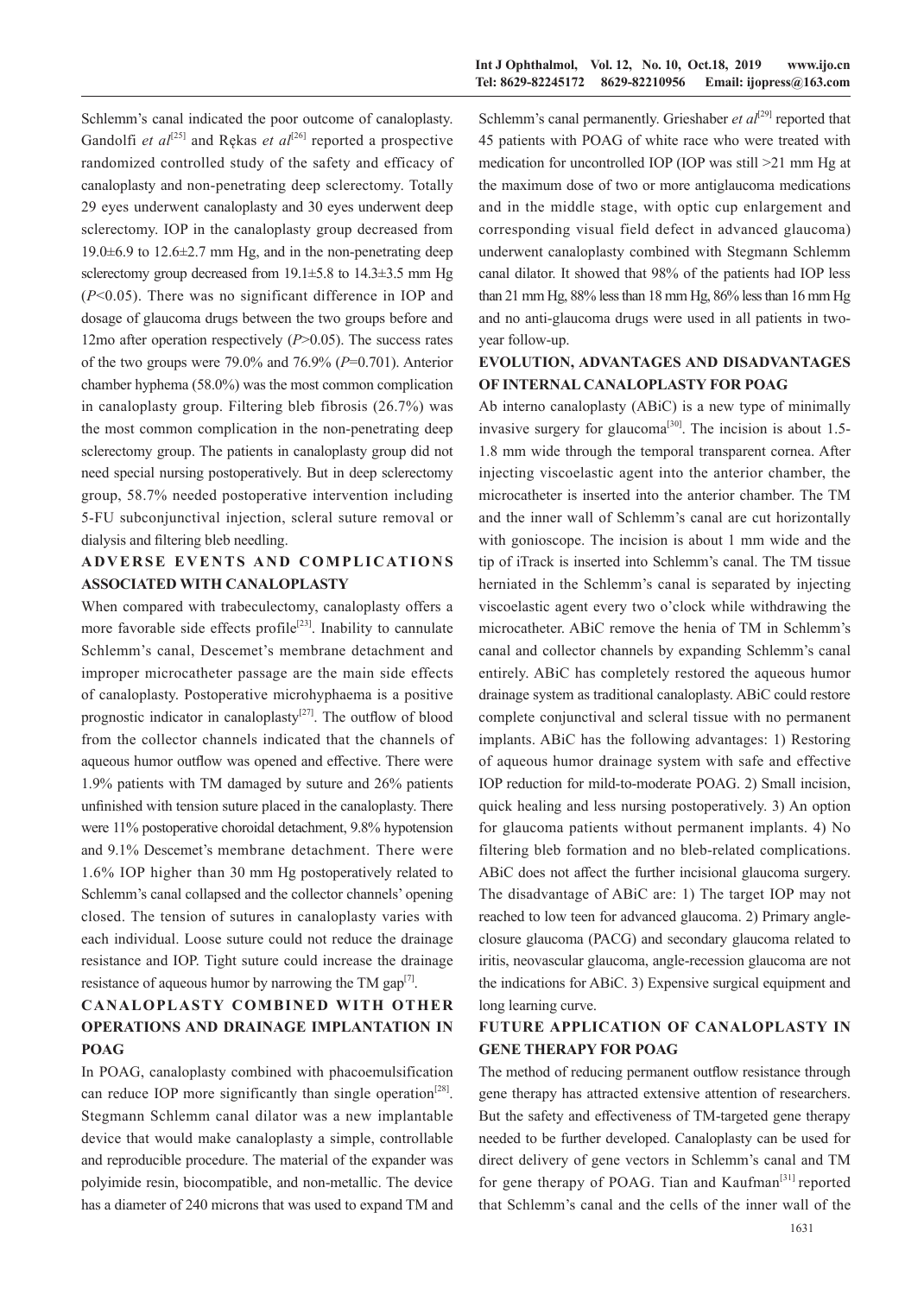Schlemm's canal indicated the poor outcome of canaloplasty. Gandolfi *et al*[25] and Rękas *et al*[26] reported a prospective randomized controlled study of the safety and efficacy of canaloplasty and non-penetrating deep sclerectomy. Totally 29 eyes underwent canaloplasty and 30 eyes underwent deep sclerectomy. IOP in the canaloplasty group decreased from 19.0±6.9 to 12.6±2.7 mm Hg, and in the non-penetrating deep sclerectomy group decreased from 19.1±5.8 to 14.3±3.5 mm Hg ($P$<0.05). There was no significant difference in IOP and dosage of glaucoma drugs between the two groups before and 12mo after operation respectively ($P$>0.05). The success rates of the two groups were 79.0% and 76.9% ($P$=0.701). Anterior chamber hyphema (58.0%) was the most common complication in canaloplasty group. Filtering bleb fibrosis (26.7%) was the most common complication in the non-penetrating deep sclerectomy group. The patients in canaloplasty group did not need special nursing postoperatively. But in deep sclerectomy group, 58.7% needed postoperative intervention including 5-FU subconjunctival injection, scleral suture removal or dialysis and filtering bleb needling.

## ADVERSE EVENTS AND COMPLICATIONS ASSOCIATED WITH CANALOPLASTY

When compared with trabeculectomy, canaloplasty offers a more favorable side effects profile[23]. Inability to cannulate Schlemm's canal, Descemet's membrane detachment and improper microcatheter passage are the main side effects of canaloplasty. Postoperative microhyphaema is a positive prognostic indicator in canaloplasty[27]. The outflow of blood from the collector channels indicated that the channels of aqueous humor outflow was opened and effective. There were 1.9% patients with TM damaged by suture and 26% patients unfinished with tension suture placed in the canaloplasty. There were 11% postoperative choroidal detachment, 9.8% hypotension and 9.1% Descemet's membrane detachment. There were 1.6% IOP higher than 30 mm Hg postoperatively related to Schlemm's canal collapsed and the collector channels' opening closed. The tension of sutures in canaloplasty varies with each individual. Loose suture could not reduce the drainage resistance and IOP. Tight suture could increase the drainage resistance of aqueous humor by narrowing the TM gap[7].

## CANALOPLASTY COMBINED WITH OTHER OPERATIONS AND DRAINAGE IMPLANTATION IN POAG

In POAG, canaloplasty combined with phacoemulsification can reduce IOP more significantly than single operation[28]. Stegmann Schlemm canal dilator was a new implantable device that would make canaloplasty a simple, controllable and reproducible procedure. The material of the expander was polyimide resin, biocompatible, and non-metallic. The device has a diameter of 240 microns that was used to expand TM and Schlemm's canal permanently. Grieshaber *et al*[29] reported that 45 patients with POAG of white race who were treated with medication for uncontrolled IOP (IOP was still >21 mm Hg at the maximum dose of two or more antiglaucoma medications and in the middle stage, with optic cup enlargement and corresponding visual field defect in advanced glaucoma) underwent canaloplasty combined with Stegmann Schlemm canal dilator. It showed that 98% of the patients had IOP less than 21 mm Hg, 88% less than 18 mm Hg, 86% less than 16 mm Hg and no anti-glaucoma drugs were used in all patients in two-year follow-up.

## EVOLUTION, ADVANTAGES AND DISADVANTAGES OF INTERNAL CANALOPLASTY FOR POAG

Ab interno canaloplasty (ABiC) is a new type of minimally invasive surgery for glaucoma[30]. The incision is about 1.5-1.8 mm wide through the temporal transparent cornea. After injecting viscoelastic agent into the anterior chamber, the microcatheter is inserted into the anterior chamber. The TM and the inner wall of Schlemm's canal are cut horizontally with gonioscope. The incision is about 1 mm wide and the tip of iTrack is inserted into Schlemm's canal. The TM tissue herniated in the Schlemm's canal is separated by injecting viscoelastic agent every two o'clock while withdrawing the microcatheter. ABiC remove the henia of TM in Schlemm's canal and collector channels by expanding Schlemm's canal entirely. ABiC has completely restored the aqueous humor drainage system as traditional canaloplasty. ABiC could restore complete conjunctival and scleral tissue with no permanent implants. ABiC has the following advantages: 1) Restoring of aqueous humor drainage system with safe and effective IOP reduction for mild-to-moderate POAG. 2) Small incision, quick healing and less nursing postoperatively. 3) An option for glaucoma patients without permanent implants. 4) No filtering bleb formation and no bleb-related complications. ABiC does not affect the further incisional glaucoma surgery. The disadvantage of ABiC are: 1) The target IOP may not reached to low teen for advanced glaucoma. 2) Primary angle-closure glaucoma (PACG) and secondary glaucoma related to iritis, neovascular glaucoma, angle-recession glaucoma are not the indications for ABiC. 3) Expensive surgical equipment and long learning curve.

## FUTURE APPLICATION OF CANALOPLASTY IN GENE THERAPY FOR POAG

The method of reducing permanent outflow resistance through gene therapy has attracted extensive attention of researchers. But the safety and effectiveness of TM-targeted gene therapy needed to be further developed. Canaloplasty can be used for direct delivery of gene vectors in Schlemm's canal and TM for gene therapy of POAG. Tian and Kaufman[31] reported that Schlemm's canal and the cells of the inner wall of the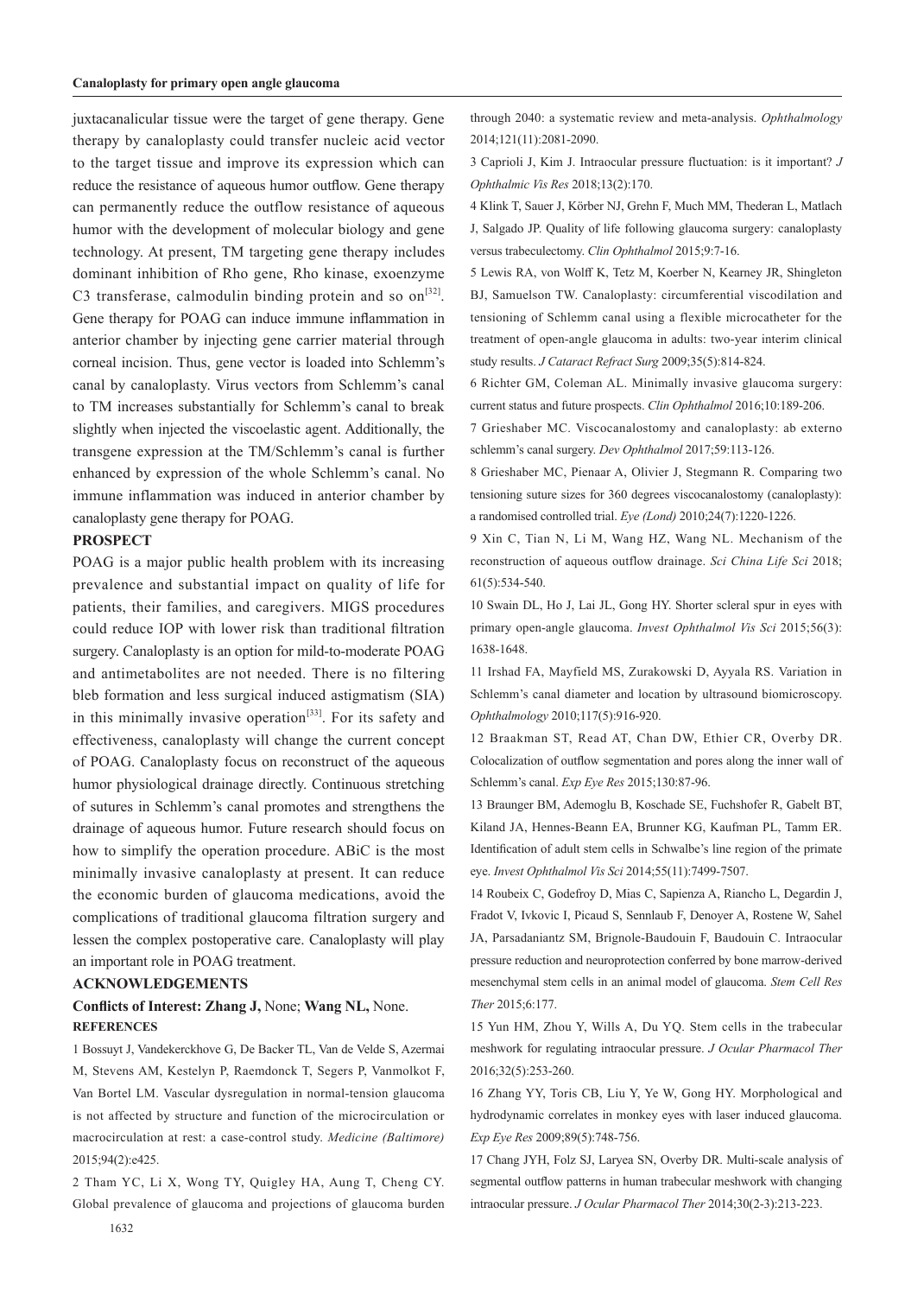juxtacanalicular tissue were the target of gene therapy. Gene therapy by canaloplasty could transfer nucleic acid vector to the target tissue and improve its expression which can reduce the resistance of aqueous humor outflow. Gene therapy can permanently reduce the outflow resistance of aqueous humor with the development of molecular biology and gene technology. At present, TM targeting gene therapy includes dominant inhibition of Rho gene, Rho kinase, exoenzyme C3 transferase, calmodulin binding protein and so on[32]. Gene therapy for POAG can induce immune inflammation in anterior chamber by injecting gene carrier material through corneal incision. Thus, gene vector is loaded into Schlemm's canal by canaloplasty. Virus vectors from Schlemm's canal to TM increases substantially for Schlemm's canal to break slightly when injected the viscoelastic agent. Additionally, the transgene expression at the TM/Schlemm's canal is further enhanced by expression of the whole Schlemm's canal. No immune inflammation was induced in anterior chamber by canaloplasty gene therapy for POAG.

## PROSPECT

POAG is a major public health problem with its increasing prevalence and substantial impact on quality of life for patients, their families, and caregivers. MIGS procedures could reduce IOP with lower risk than traditional filtration surgery. Canaloplasty is an option for mild-to-moderate POAG and antimetabolites are not needed. There is no filtering bleb formation and less surgical induced astigmatism (SIA) in this minimally invasive operation[33]. For its safety and effectiveness, canaloplasty will change the current concept of POAG. Canaloplasty focus on reconstruct of the aqueous humor physiological drainage directly. Continuous stretching of sutures in Schlemm's canal promotes and strengthens the drainage of aqueous humor. Future research should focus on how to simplify the operation procedure. ABiC is the most minimally invasive canaloplasty at present. It can reduce the economic burden of glaucoma medications, avoid the complications of traditional glaucoma filtration surgery and lessen the complex postoperative care. Canaloplasty will play an important role in POAG treatment.

## ACKNOWLEDGEMENTS

**Conflicts of Interest: Zhang J,** None; **Wang NL,** None.

## REFERENCES

1 Bossuyt J, Vandekerckhove G, De Backer TL, Van de Velde S, Azermai M, Stevens AM, Kestelyn P, Raemdonck T, Segers P, Vanmolkot F, Van Bortel LM. Vascular dysregulation in normal-tension glaucoma is not affected by structure and function of the microcirculation or macrocirculation at rest: a case-control study. *Medicine (Baltimore)* 2015;94(2):e425.

2 Tham YC, Li X, Wong TY, Quigley HA, Aung T, Cheng CY. Global prevalence of glaucoma and projections of glaucoma burden through 2040: a systematic review and meta-analysis. *Ophthalmology* 2014;121(11):2081-2090.

3 Caprioli J, Kim J. Intraocular pressure fluctuation: is it important? *J Ophthalmic Vis Res* 2018;13(2):170.

4 Klink T, Sauer J, Körber NJ, Grehn F, Much MM, Thederan L, Matlach J, Salgado JP. Quality of life following glaucoma surgery: canaloplasty versus trabeculectomy. *Clin Ophthalmol* 2015;9:7-16.

5 Lewis RA, von Wolff K, Tetz M, Koerber N, Kearney JR, Shingleton BJ, Samuelson TW. Canaloplasty: circumferential viscodilation and tensioning of Schlemm canal using a flexible microcatheter for the treatment of open-angle glaucoma in adults: two-year interim clinical study results. *J Cataract Refract Surg* 2009;35(5):814-824.

6 Richter GM, Coleman AL. Minimally invasive glaucoma surgery: current status and future prospects. *Clin Ophthalmol* 2016;10:189-206.

7 Grieshaber MC. Viscocanalostomy and canaloplasty: ab externo schlemm's canal surgery. *Dev Ophthalmol* 2017;59:113-126.

8 Grieshaber MC, Pienaar A, Olivier J, Stegmann R. Comparing two tensioning suture sizes for 360 degrees viscocanalostomy (canaloplasty): a randomised controlled trial. *Eye (Lond)* 2010;24(7):1220-1226.

9 Xin C, Tian N, Li M, Wang HZ, Wang NL. Mechanism of the reconstruction of aqueous outflow drainage. *Sci China Life Sci* 2018; 61(5):534-540.

10 Swain DL, Ho J, Lai JL, Gong HY. Shorter scleral spur in eyes with primary open-angle glaucoma. *Invest Ophthalmol Vis Sci* 2015;56(3): 1638-1648.

11 Irshad FA, Mayfield MS, Zurakowski D, Ayyala RS. Variation in Schlemm's canal diameter and location by ultrasound biomicroscopy. *Ophthalmology* 2010;117(5):916-920.

12 Braakman ST, Read AT, Chan DW, Ethier CR, Overby DR. Colocalization of outflow segmentation and pores along the inner wall of Schlemm's canal. *Exp Eye Res* 2015;130:87-96.

13 Braunger BM, Ademoglu B, Koschade SE, Fuchshofer R, Gabelt BT, Kiland JA, Hennes-Beann EA, Brunner KG, Kaufman PL, Tamm ER. Identification of adult stem cells in Schwalbe's line region of the primate eye. *Invest Ophthalmol Vis Sci* 2014;55(11):7499-7507.

14 Roubeix C, Godefroy D, Mias C, Sapienza A, Riancho L, Degardin J, Fradot V, Ivkovic I, Picaud S, Sennlaub F, Denoyer A, Rostene W, Sahel JA, Parsadaniantz SM, Brignole-Baudouin F, Baudouin C. Intraocular pressure reduction and neuroprotection conferred by bone marrow-derived mesenchymal stem cells in an animal model of glaucoma. *Stem Cell Res Ther* 2015;6:177.

15 Yun HM, Zhou Y, Wills A, Du YQ. Stem cells in the trabecular meshwork for regulating intraocular pressure. *J Ocular Pharmacol Ther* 2016;32(5):253-260.

16 Zhang YY, Toris CB, Liu Y, Ye W, Gong HY. Morphological and hydrodynamic correlates in monkey eyes with laser induced glaucoma. *Exp Eye Res* 2009;89(5):748-756.

17 Chang JYH, Folz SJ, Laryea SN, Overby DR. Multi-scale analysis of segmental outflow patterns in human trabecular meshwork with changing intraocular pressure. *J Ocular Pharmacol Ther* 2014;30(2-3):213-223.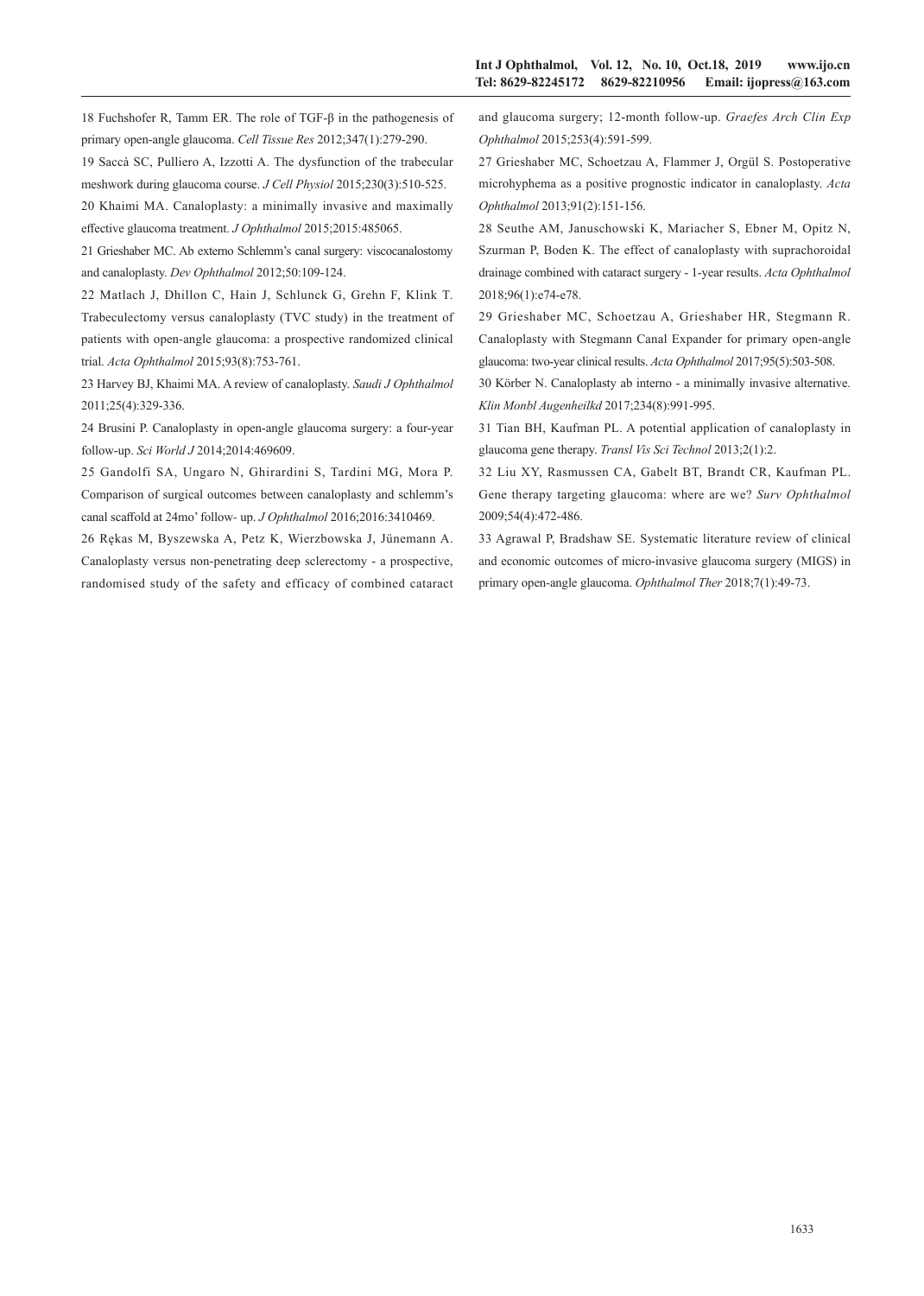18 Fuchshofer R, Tamm ER. The role of TGF-β in the pathogenesis of primary open-angle glaucoma. *Cell Tissue Res* 2012;347(1):279-290.

19 Saccà SC, Pulliero A, Izzotti A. The dysfunction of the trabecular meshwork during glaucoma course. *J Cell Physiol* 2015;230(3):510-525.

20 Khaimi MA. Canaloplasty: a minimally invasive and maximally effective glaucoma treatment. *J Ophthalmol* 2015;2015:485065.

21 Grieshaber MC. Ab externo Schlemm's canal surgery: viscocanalostomy and canaloplasty. *Dev Ophthalmol* 2012;50:109-124.

22 Matlach J, Dhillon C, Hain J, Schlunck G, Grehn F, Klink T. Trabeculectomy versus canaloplasty (TVC study) in the treatment of patients with open-angle glaucoma: a prospective randomized clinical trial. *Acta Ophthalmol* 2015;93(8):753-761.

23 Harvey BJ, Khaimi MA. A review of canaloplasty. *Saudi J Ophthalmol* 2011;25(4):329-336.

24 Brusini P. Canaloplasty in open-angle glaucoma surgery: a four-year follow-up. *Sci World J* 2014;2014:469609.

25 Gandolfi SA, Ungaro N, Ghirardini S, Tardini MG, Mora P. Comparison of surgical outcomes between canaloplasty and schlemm's canal scaffold at 24mo' follow- up. *J Ophthalmol* 2016;2016:3410469.

26 Rękas M, Byszewska A, Petz K, Wierzbowska J, Jünemann A. Canaloplasty versus non-penetrating deep sclerectomy - a prospective, randomised study of the safety and efficacy of combined cataract and glaucoma surgery; 12-month follow-up. *Graefes Arch Clin Exp Ophthalmol* 2015;253(4):591-599.

27 Grieshaber MC, Schoetzau A, Flammer J, Orgül S. Postoperative microhyphema as a positive prognostic indicator in canaloplasty. *Acta Ophthalmol* 2013;91(2):151-156.

28 Seuthe AM, Januschowski K, Mariacher S, Ebner M, Opitz N, Szurman P, Boden K. The effect of canaloplasty with suprachoroidal drainage combined with cataract surgery - 1-year results. *Acta Ophthalmol* 2018;96(1):e74-e78.

29 Grieshaber MC, Schoetzau A, Grieshaber HR, Stegmann R. Canaloplasty with Stegmann Canal Expander for primary open-angle glaucoma: two-year clinical results. *Acta Ophthalmol* 2017;95(5):503-508.

30 Körber N. Canaloplasty ab interno - a minimally invasive alternative. *Klin Monbl Augenheilkd* 2017;234(8):991-995.

31 Tian BH, Kaufman PL. A potential application of canaloplasty in glaucoma gene therapy. *Transl Vis Sci Technol* 2013;2(1):2.

32 Liu XY, Rasmussen CA, Gabelt BT, Brandt CR, Kaufman PL. Gene therapy targeting glaucoma: where are we? *Surv Ophthalmol* 2009;54(4):472-486.

33 Agrawal P, Bradshaw SE. Systematic literature review of clinical and economic outcomes of micro-invasive glaucoma surgery (MIGS) in primary open-angle glaucoma. *Ophthalmol Ther* 2018;7(1):49-73.